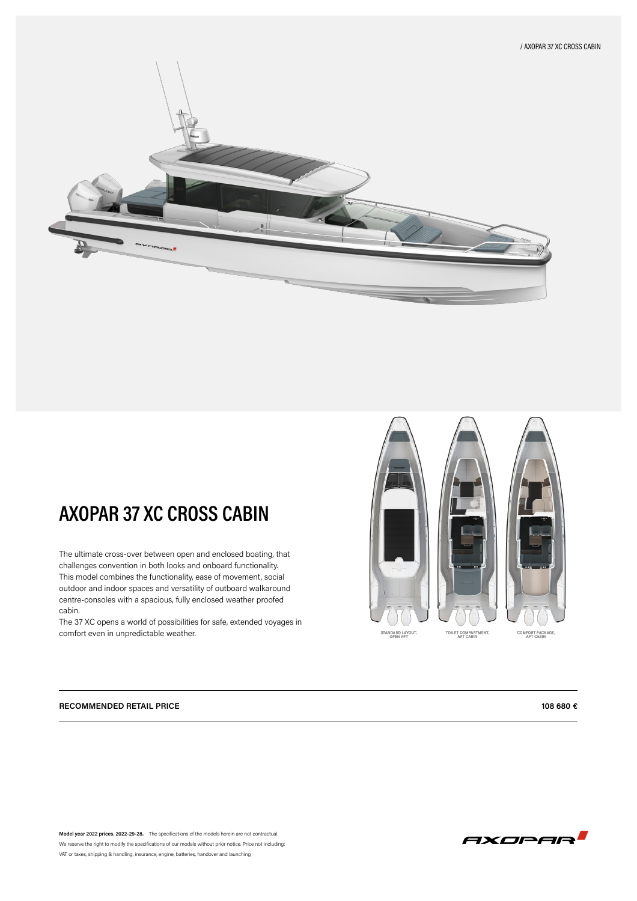# AXOPAR 37 XC CROSS CABIN

The ultimate cross-over between open and enclosed boating, that challenges convention in both looks and onboard functionality. This model combines the functionality, ease of movement, social outdoor and indoor spaces and versatility of outboard walkaround centre-consoles with a spacious, fully enclosed weather proofed cabin.

The 37 XC opens a world of possibilities for safe, extended voyages in comfort even in unpredictable weather.

STANDARD LAYOUT, OPEN AFT

TOILET COMPARTMENT, AFT CABIN

COMFORT PACKAGE, AFT CABIN

| **RECOMMENDED RETAIL PRICE** | **108 680 €** |
|---|---|

**Model year 2022 prices. 2022-29-28.** The specifications of the models herein are not contractual. We reserve the right to modify the specifications of our models without prior notice. Price not including: VAT or taxes, shipping & handling, insurance, engine, batteries, handover and launching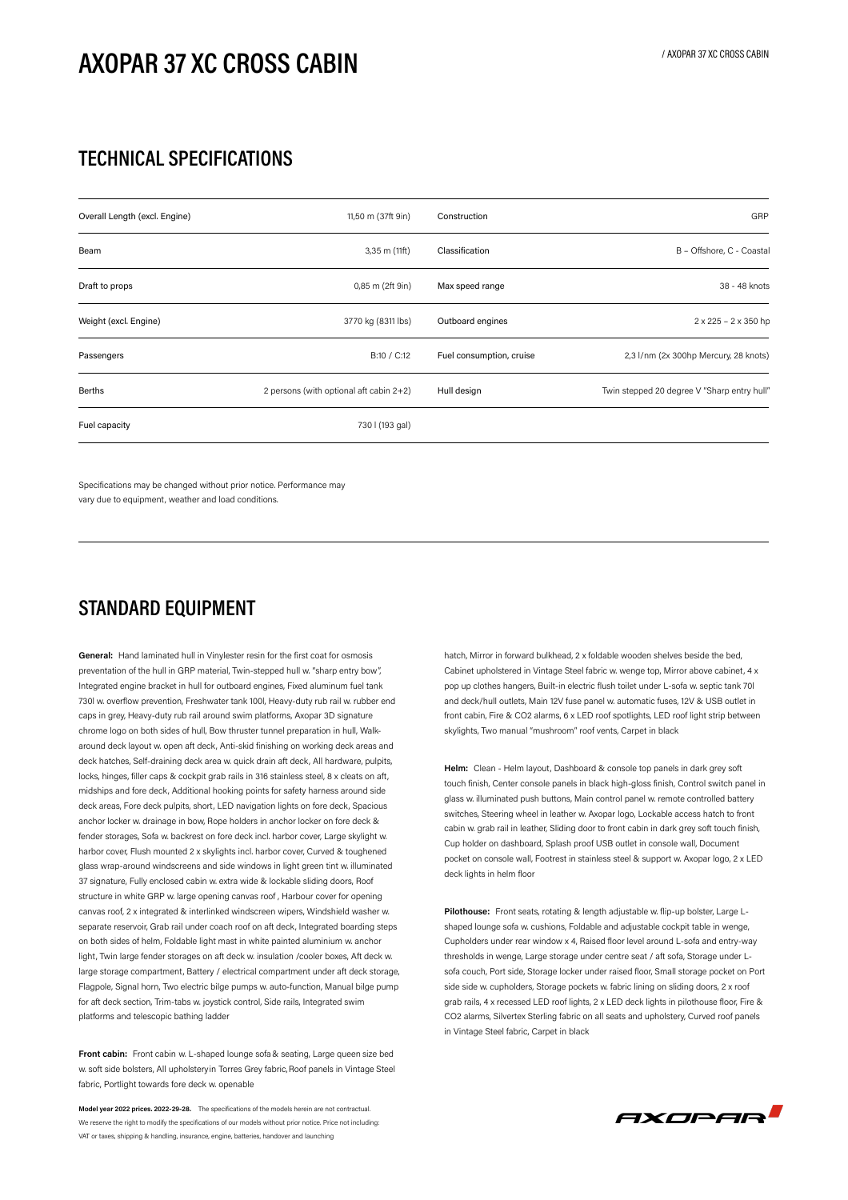# AXOPAR 37 XC CROSS CABIN

## TECHNICAL SPECIFICATIONS

| | | | |
|---|---|---|---|
| Overall Length (excl. Engine) | 11,50 m (37ft 9in) | Construction | GRP |
| Beam | 3,35 m (11ft) | Classification | B – Offshore, C - Coastal |
| Draft to props | 0,85 m (2ft 9in) | Max speed range | 38 - 48 knots |
| Weight (excl. Engine) | 3770 kg (8311 lbs) | Outboard engines | 2 x 225 – 2 x 350 hp |
| Passengers | B:10 / C:12 | Fuel consumption, cruise | 2,3 l/nm (2x 300hp Mercury, 28 knots) |
| Berths | 2 persons (with optional aft cabin 2+2) | Hull design | Twin stepped 20 degree V "Sharp entry hull" |
| Fuel capacity | 730 l (193 gal) | | |

Specifications may be changed without prior notice. Performance may vary due to equipment, weather and load conditions.

## STANDARD EQUIPMENT

**General:** Hand laminated hull in Vinylester resin for the first coat for osmosis preventation of the hull in GRP material, Twin-stepped hull w. "sharp entry bow", Integrated engine bracket in hull for outboard engines, Fixed aluminum fuel tank 730l w. overflow prevention, Freshwater tank 100l, Heavy-duty rub rail w. rubber end caps in grey, Heavy-duty rub rail around swim platforms, Axopar 3D signature chrome logo on both sides of hull, Bow thruster tunnel preparation in hull, Walk-around deck layout w. open aft deck, Anti-skid finishing on working deck areas and deck hatches, Self-draining deck area w. quick drain aft deck, All hardware, pulpits, locks, hinges, filler caps & cockpit grab rails in 316 stainless steel, 8 x cleats on aft, midships and fore deck, Additional hooking points for safety harness around side deck areas, Fore deck pulpits, short, LED navigation lights on fore deck, Spacious anchor locker w. drainage in bow, Rope holders in anchor locker on fore deck & fender storages, Sofa w. backrest on fore deck incl. harbor cover, Large skylight w. harbor cover, Flush mounted 2 x skylights incl. harbor cover, Curved & toughened glass wrap-around windscreens and side windows in light green tint w. illuminated 37 signature, Fully enclosed cabin w. extra wide & lockable sliding doors, Roof structure in white GRP w. large opening canvas roof , Harbour cover for opening canvas roof, 2 x integrated & interlinked windscreen wipers, Windshield washer w. separate reservoir, Grab rail under coach roof on aft deck, Integrated boarding steps on both sides of helm, Foldable light mast in white painted aluminium w. anchor light, Twin large fender storages on aft deck w. insulation /cooler boxes, Aft deck w. large storage compartment, Battery / electrical compartment under aft deck storage, Flagpole, Signal horn, Two electric bilge pumps w. auto-function, Manual bilge pump for aft deck section, Trim-tabs w. joystick control, Side rails, Integrated swim platforms and telescopic bathing ladder

**Front cabin:** Front cabin w. L-shaped lounge sofa & seating, Large queen size bed w. soft side bolsters, All upholsteryin Torres Grey fabric, Roof panels in Vintage Steel fabric, Portlight towards fore deck w. openable hatch, Mirror in forward bulkhead, 2 x foldable wooden shelves beside the bed, Cabinet upholstered in Vintage Steel fabric w. wenge top, Mirror above cabinet, 4 x pop up clothes hangers, Built-in electric flush toilet under L-sofa w. septic tank 70l and deck/hull outlets, Main 12V fuse panel w. automatic fuses, 12V & USB outlet in front cabin, Fire & CO2 alarms, 6 x LED roof spotlights, LED roof light strip between skylights, Two manual "mushroom" roof vents, Carpet in black

**Helm:** Clean - Helm layout, Dashboard & console top panels in dark grey soft touch finish, Center console panels in black high-gloss finish, Control switch panel in glass w. illuminated push buttons, Main control panel w. remote controlled battery switches, Steering wheel in leather w. Axopar logo, Lockable access hatch to front cabin w. grab rail in leather, Sliding door to front cabin in dark grey soft touch finish, Cup holder on dashboard, Splash proof USB outlet in console wall, Document pocket on console wall, Footrest in stainless steel & support w. Axopar logo, 2 x LED deck lights in helm floor

**Pilothouse:** Front seats, rotating & length adjustable w. flip-up bolster, Large L-shaped lounge sofa w. cushions, Foldable and adjustable cockpit table in wenge, Cupholders under rear window x 4, Raised floor level around L-sofa and entry-way thresholds in wenge, Large storage under centre seat / aft sofa, Storage under L-sofa couch, Port side, Storage locker under raised floor, Small storage pocket on Port side side w. cupholders, Storage pockets w. fabric lining on sliding doors, 2 x roof grab rails, 4 x recessed LED roof lights, 2 x LED deck lights in pilothouse floor, Fire & CO2 alarms, Silvertex Sterling fabric on all seats and upholstery, Curved roof panels in Vintage Steel fabric, Carpet in black

**Model year 2022 prices. 2022-29-28.** The specifications of the models herein are not contractual. We reserve the right to modify the specifications of our models without prior notice. Price not including: VAT or taxes, shipping & handling, insurance, engine, batteries, handover and launching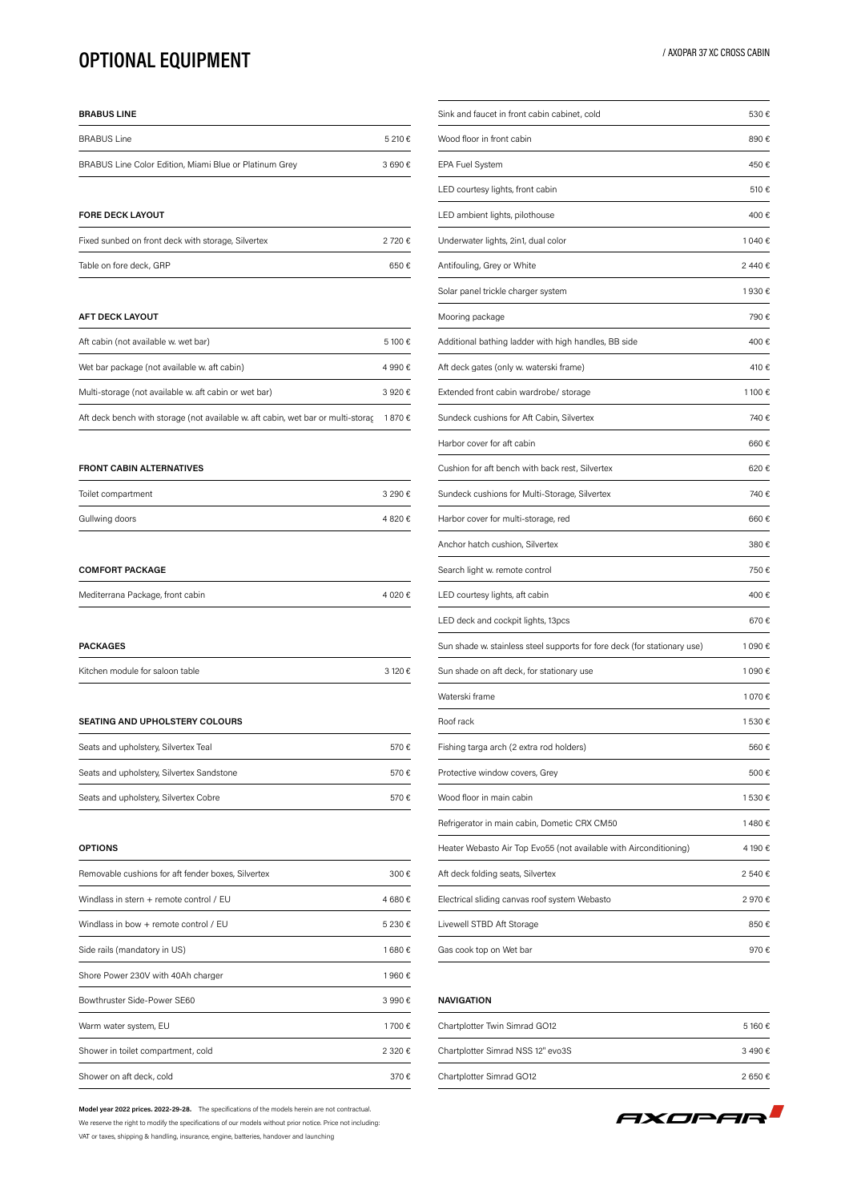# OPTIONAL EQUIPMENT

/ AXOPAR 37 XC CROSS CABIN

| BRABUS LINE | |
|---|---|
| BRABUS Line | 5 210 € |
| BRABUS Line Color Edition, Miami Blue or Platinum Grey | 3 690 € |

| FORE DECK LAYOUT | |
|---|---|
| Fixed sunbed on front deck with storage, Silvertex | 2 720 € |
| Table on fore deck, GRP | 650 € |

| AFT DECK LAYOUT | |
|---|---|
| Aft cabin (not available w. wet bar) | 5 100 € |
| Wet bar package (not available w. aft cabin) | 4 990 € |
| Multi-storage (not available w. aft cabin or wet bar) | 3 920 € |
| Aft deck bench with storage (not available w. aft cabin, wet bar or multi-storag | 1 870 € |

| FRONT CABIN ALTERNATIVES | |
|---|---|
| Toilet compartment | 3 290 € |
| Gullwing doors | 4 820 € |

| COMFORT PACKAGE | |
|---|---|
| Mediterrana Package, front cabin | 4 020 € |

| PACKAGES | |
|---|---|
| Kitchen module for saloon table | 3 120 € |

| SEATING AND UPHOLSTERY COLOURS | |
|---|---|
| Seats and upholstery, Silvertex Teal | 570 € |
| Seats and upholstery, Silvertex Sandstone | 570 € |
| Seats and upholstery, Silvertex Cobre | 570 € |

| OPTIONS | |
|---|---|
| Removable cushions for aft fender boxes, Silvertex | 300 € |
| Windlass in stern + remote control / EU | 4 680 € |
| Windlass in bow + remote control / EU | 5 230 € |
| Side rails (mandatory in US) | 1 680 € |
| Shore Power 230V with 40Ah charger | 1 960 € |
| Bowthruster Side-Power SE60 | 3 990 € |
| Warm water system, EU | 1 700 € |
| Shower in toilet compartment, cold | 2 320 € |
| Shower on aft deck, cold | 370 € |
| Sink and faucet in front cabin cabinet, cold | 530 € |
| Wood floor in front cabin | 890 € |
| EPA Fuel System | 450 € |
| LED courtesy lights, front cabin | 510 € |
| LED ambient lights, pilothouse | 400 € |
| Underwater lights, 2in1, dual color | 1 040 € |
| Antifouling, Grey or White | 2 440 € |
| Solar panel trickle charger system | 1 930 € |
| Mooring package | 790 € |
| Additional bathing ladder with high handles, BB side | 400 € |
| Aft deck gates (only w. waterski frame) | 410 € |
| Extended front cabin wardrobe/ storage | 1 100 € |
| Sundeck cushions for Aft Cabin, Silvertex | 740 € |
| Harbor cover for aft cabin | 660 € |
| Cushion for aft bench with back rest, Silvertex | 620 € |
| Sundeck cushions for Multi-Storage, Silvertex | 740 € |
| Harbor cover for multi-storage, red | 660 € |
| Anchor hatch cushion, Silvertex | 380 € |
| Search light w. remote control | 750 € |
| LED courtesy lights, aft cabin | 400 € |
| LED deck and cockpit lights, 13pcs | 670 € |
| Sun shade w. stainless steel supports for fore deck (for stationary use) | 1 090 € |
| Sun shade on aft deck, for stationary use | 1 090 € |
| Waterski frame | 1 070 € |
| Roof rack | 1 530 € |
| Fishing targa arch (2 extra rod holders) | 560 € |
| Protective window covers, Grey | 500 € |
| Wood floor in main cabin | 1 530 € |
| Refrigerator in main cabin, Dometic CRX CM50 | 1 480 € |
| Heater Webasto Air Top Evo55 (not available with Airconditioning) | 4 190 € |
| Aft deck folding seats, Silvertex | 2 540 € |
| Electrical sliding canvas roof system Webasto | 2 970 € |
| Livewell STBD Aft Storage | 850 € |
| Gas cook top on Wet bar | 970 € |

| NAVIGATION | |
|---|---|
| Chartplotter Twin Simrad GO12 | 5 160 € |
| Chartplotter Simrad NSS 12" evo3S | 3 490 € |
| Chartplotter Simrad GO12 | 2 650 € |

**Model year 2022 prices. 2022-29-28.** The specifications of the models herein are not contractual. We reserve the right to modify the specifications of our models without prior notice. Price not including: VAT or taxes, shipping & handling, insurance, engine, batteries, handover and launching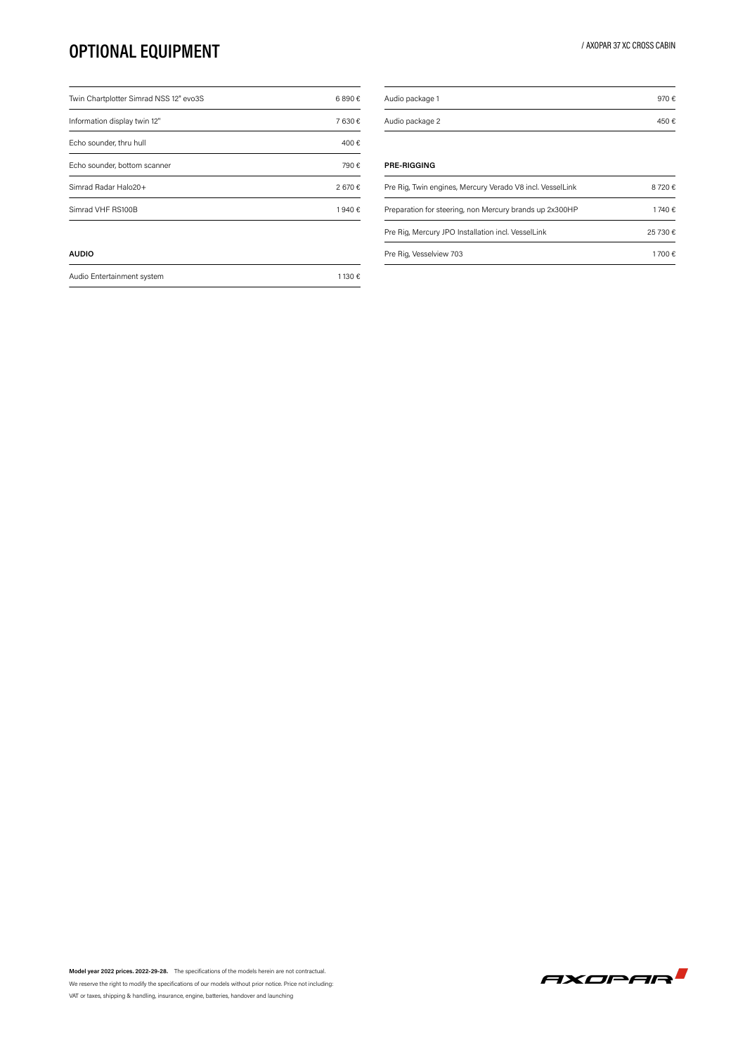# OPTIONAL EQUIPMENT

/ AXOPAR 37 XC CROSS CABIN

| | |
|---|---|
| Twin Chartplotter Simrad NSS 12" evo3S | 6 890 € |
| Information display twin 12" | 7 630 € |
| Echo sounder, thru hull | 400 € |
| Echo sounder, bottom scanner | 790 € |
| Simrad Radar Halo20+ | 2 670 € |
| Simrad VHF RS100B | 1 940 € |

**AUDIO**

| | |
|---|---|
| Audio Entertainment system | 1 130 € |
| Audio package 1 | 970 € |
| Audio package 2 | 450 € |

**PRE-RIGGING**

| | |
|---|---|
| Pre Rig, Twin engines, Mercury Verado V8 incl. VesselLink | 8 720 € |
| Preparation for steering, non Mercury brands up 2x300HP | 1 740 € |
| Pre Rig, Mercury JPO Installation incl. VesselLink | 25 730 € |
| Pre Rig, Vesselview 703 | 1 700 € |

**Model year 2022 prices. 2022-29-28.** The specifications of the models herein are not contractual. We reserve the right to modify the specifications of our models without prior notice. Price not including: VAT or taxes, shipping & handling, insurance, engine, batteries, handover and launching

AXOPAR